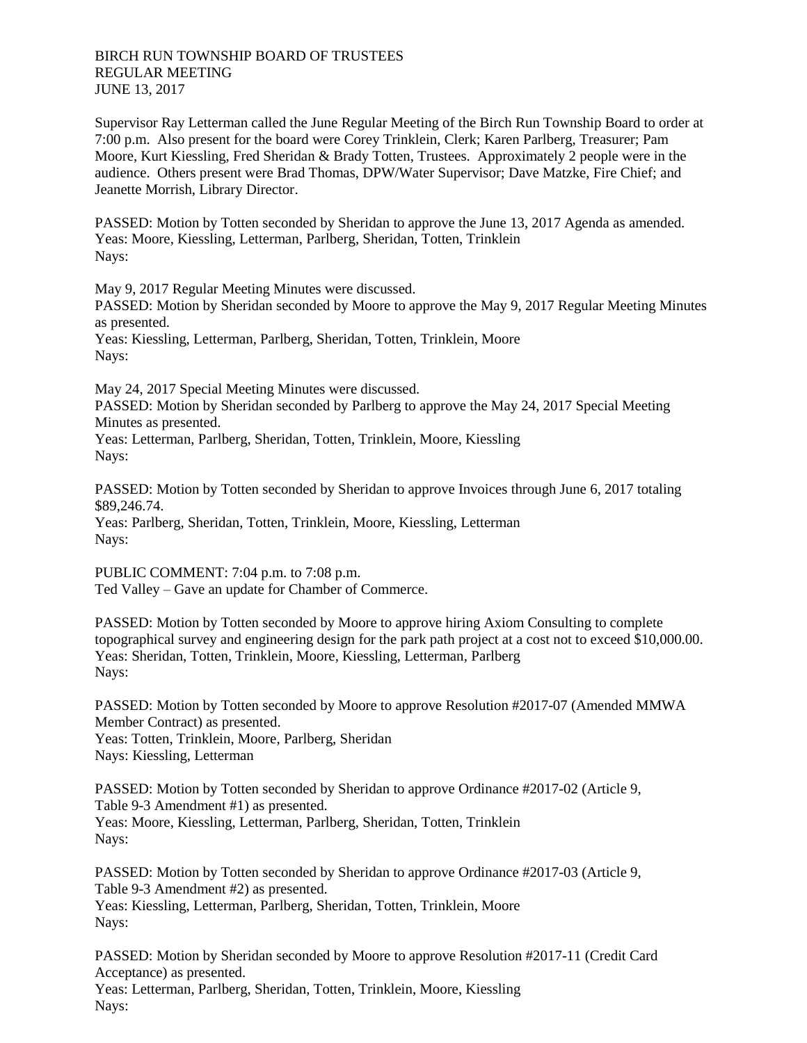BIRCH RUN TOWNSHIP BOARD OF TRUSTEES
REGULAR MEETING
JUNE 13, 2017

Supervisor Ray Letterman called the June Regular Meeting of the Birch Run Township Board to order at 7:00 p.m. Also present for the board were Corey Trinklein, Clerk; Karen Parlberg, Treasurer; Pam Moore, Kurt Kiessling, Fred Sheridan & Brady Totten, Trustees. Approximately 2 people were in the audience. Others present were Brad Thomas, DPW/Water Supervisor; Dave Matzke, Fire Chief; and Jeanette Morrish, Library Director.

PASSED: Motion by Totten seconded by Sheridan to approve the June 13, 2017 Agenda as amended.
Yeas: Moore, Kiessling, Letterman, Parlberg, Sheridan, Totten, Trinklein
Nays:

May 9, 2017 Regular Meeting Minutes were discussed.
PASSED: Motion by Sheridan seconded by Moore to approve the May 9, 2017 Regular Meeting Minutes as presented.
Yeas: Kiessling, Letterman, Parlberg, Sheridan, Totten, Trinklein, Moore
Nays:

May 24, 2017 Special Meeting Minutes were discussed.
PASSED: Motion by Sheridan seconded by Parlberg to approve the May 24, 2017 Special Meeting Minutes as presented.
Yeas: Letterman, Parlberg, Sheridan, Totten, Trinklein, Moore, Kiessling
Nays:

PASSED: Motion by Totten seconded by Sheridan to approve Invoices through June 6, 2017 totaling $89,246.74.
Yeas: Parlberg, Sheridan, Totten, Trinklein, Moore, Kiessling, Letterman
Nays:

PUBLIC COMMENT: 7:04 p.m. to 7:08 p.m.
Ted Valley – Gave an update for Chamber of Commerce.

PASSED: Motion by Totten seconded by Moore to approve hiring Axiom Consulting to complete topographical survey and engineering design for the park path project at a cost not to exceed $10,000.00.
Yeas: Sheridan, Totten, Trinklein, Moore, Kiessling, Letterman, Parlberg
Nays:

PASSED: Motion by Totten seconded by Moore to approve Resolution #2017-07 (Amended MMWA Member Contract) as presented.
Yeas: Totten, Trinklein, Moore, Parlberg, Sheridan
Nays: Kiessling, Letterman

PASSED: Motion by Totten seconded by Sheridan to approve Ordinance #2017-02 (Article 9, Table 9-3 Amendment #1) as presented.
Yeas: Moore, Kiessling, Letterman, Parlberg, Sheridan, Totten, Trinklein
Nays:

PASSED: Motion by Totten seconded by Sheridan to approve Ordinance #2017-03 (Article 9, Table 9-3 Amendment #2) as presented.
Yeas: Kiessling, Letterman, Parlberg, Sheridan, Totten, Trinklein, Moore
Nays:

PASSED: Motion by Sheridan seconded by Moore to approve Resolution #2017-11 (Credit Card Acceptance) as presented.
Yeas: Letterman, Parlberg, Sheridan, Totten, Trinklein, Moore, Kiessling
Nays: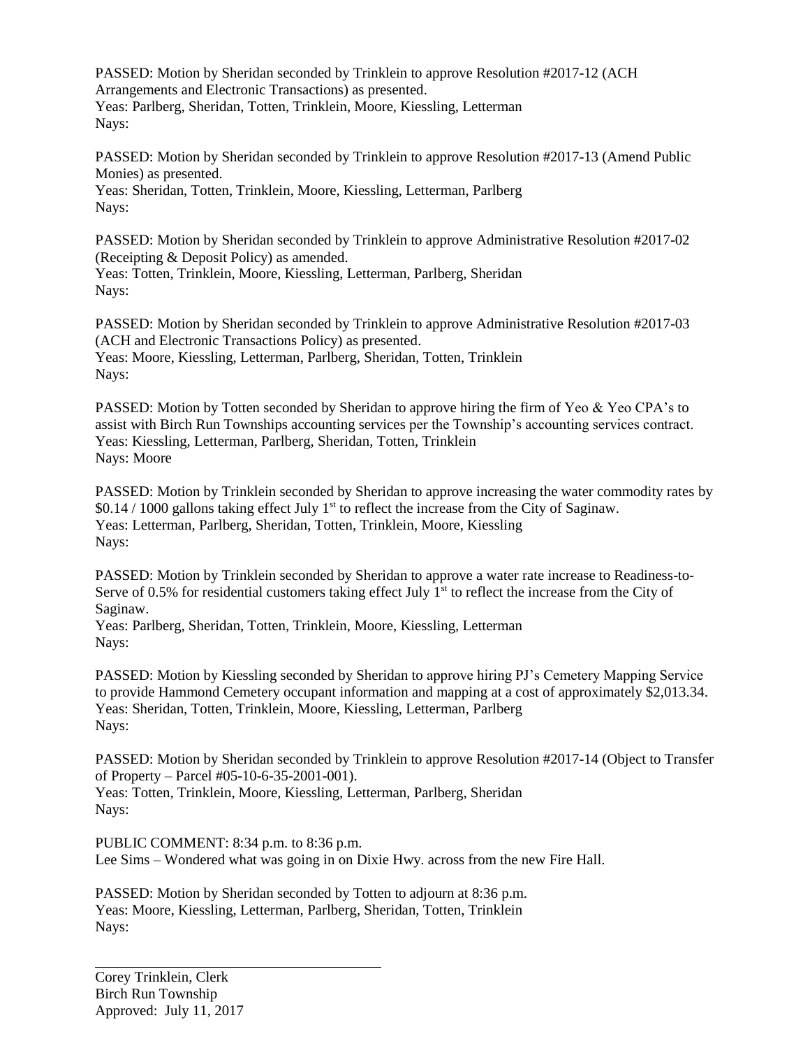PASSED: Motion by Sheridan seconded by Trinklein to approve Resolution #2017-12 (ACH Arrangements and Electronic Transactions) as presented.
Yeas: Parlberg, Sheridan, Totten, Trinklein, Moore, Kiessling, Letterman
Nays:

PASSED: Motion by Sheridan seconded by Trinklein to approve Resolution #2017-13 (Amend Public Monies) as presented.
Yeas: Sheridan, Totten, Trinklein, Moore, Kiessling, Letterman, Parlberg
Nays:

PASSED: Motion by Sheridan seconded by Trinklein to approve Administrative Resolution #2017-02 (Receipting & Deposit Policy) as amended.
Yeas: Totten, Trinklein, Moore, Kiessling, Letterman, Parlberg, Sheridan
Nays:

PASSED: Motion by Sheridan seconded by Trinklein to approve Administrative Resolution #2017-03 (ACH and Electronic Transactions Policy) as presented.
Yeas: Moore, Kiessling, Letterman, Parlberg, Sheridan, Totten, Trinklein
Nays:

PASSED: Motion by Totten seconded by Sheridan to approve hiring the firm of Yeo & Yeo CPA's to assist with Birch Run Townships accounting services per the Township's accounting services contract.
Yeas: Kiessling, Letterman, Parlberg, Sheridan, Totten, Trinklein
Nays: Moore

PASSED: Motion by Trinklein seconded by Sheridan to approve increasing the water commodity rates by $0.14 / 1000 gallons taking effect July 1st to reflect the increase from the City of Saginaw.
Yeas: Letterman, Parlberg, Sheridan, Totten, Trinklein, Moore, Kiessling
Nays:

PASSED: Motion by Trinklein seconded by Sheridan to approve a water rate increase to Readiness-to-Serve of 0.5% for residential customers taking effect July 1st to reflect the increase from the City of Saginaw.
Yeas: Parlberg, Sheridan, Totten, Trinklein, Moore, Kiessling, Letterman
Nays:

PASSED: Motion by Kiessling seconded by Sheridan to approve hiring PJ's Cemetery Mapping Service to provide Hammond Cemetery occupant information and mapping at a cost of approximately $2,013.34.
Yeas: Sheridan, Totten, Trinklein, Moore, Kiessling, Letterman, Parlberg
Nays:

PASSED: Motion by Sheridan seconded by Trinklein to approve Resolution #2017-14 (Object to Transfer of Property – Parcel #05-10-6-35-2001-001).
Yeas: Totten, Trinklein, Moore, Kiessling, Letterman, Parlberg, Sheridan
Nays:

PUBLIC COMMENT: 8:34 p.m. to 8:36 p.m.
Lee Sims – Wondered what was going in on Dixie Hwy. across from the new Fire Hall.

PASSED: Motion by Sheridan seconded by Totten to adjourn at 8:36 p.m.
Yeas: Moore, Kiessling, Letterman, Parlberg, Sheridan, Totten, Trinklein
Nays:

Corey Trinklein, Clerk
Birch Run Township
Approved: July 11, 2017